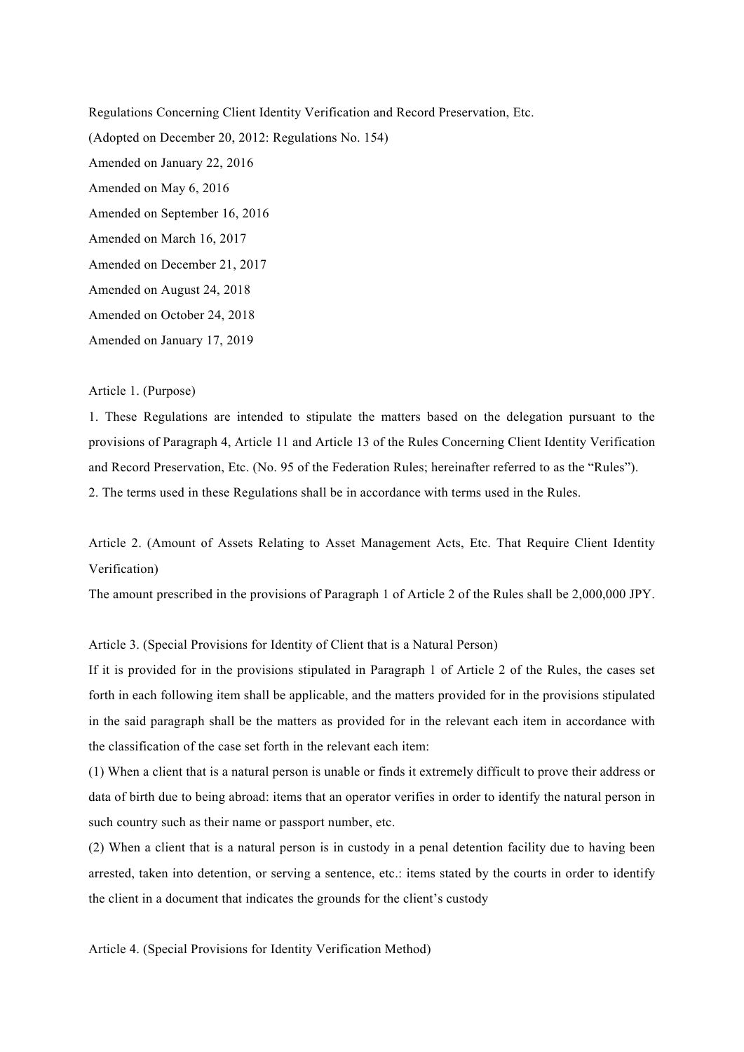# Regulations Concerning Client Identity Verification and Record Preservation, Etc.

(Adopted on December 20, 2012: Regulations No. 154)

Amended on January 22, 2016

Amended on May 6, 2016

Amended on September 16, 2016

Amended on March 16, 2017

Amended on December 21, 2017

Amended on August 24, 2018

Amended on October 24, 2018

Amended on January 17, 2019

## Article 1. (Purpose)

1. These Regulations are intended to stipulate the matters based on the delegation pursuant to the provisions of Paragraph 4, Article 11 and Article 13 of the Rules Concerning Client Identity Verification and Record Preservation, Etc. (No. 95 of the Federation Rules; hereinafter referred to as the "Rules").

2. The terms used in these Regulations shall be in accordance with terms used in the Rules.

## Article 2. (Amount of Assets Relating to Asset Management Acts, Etc. That Require Client Identity Verification)

The amount prescribed in the provisions of Paragraph 1 of Article 2 of the Rules shall be 2,000,000 JPY.

## Article 3. (Special Provisions for Identity of Client that is a Natural Person)

If it is provided for in the provisions stipulated in Paragraph 1 of Article 2 of the Rules, the cases set forth in each following item shall be applicable, and the matters provided for in the provisions stipulated in the said paragraph shall be the matters as provided for in the relevant each item in accordance with the classification of the case set forth in the relevant each item:

(1) When a client that is a natural person is unable or finds it extremely difficult to prove their address or data of birth due to being abroad: items that an operator verifies in order to identify the natural person in such country such as their name or passport number, etc.

(2) When a client that is a natural person is in custody in a penal detention facility due to having been arrested, taken into detention, or serving a sentence, etc.: items stated by the courts in order to identify the client in a document that indicates the grounds for the client's custody

## Article 4. (Special Provisions for Identity Verification Method)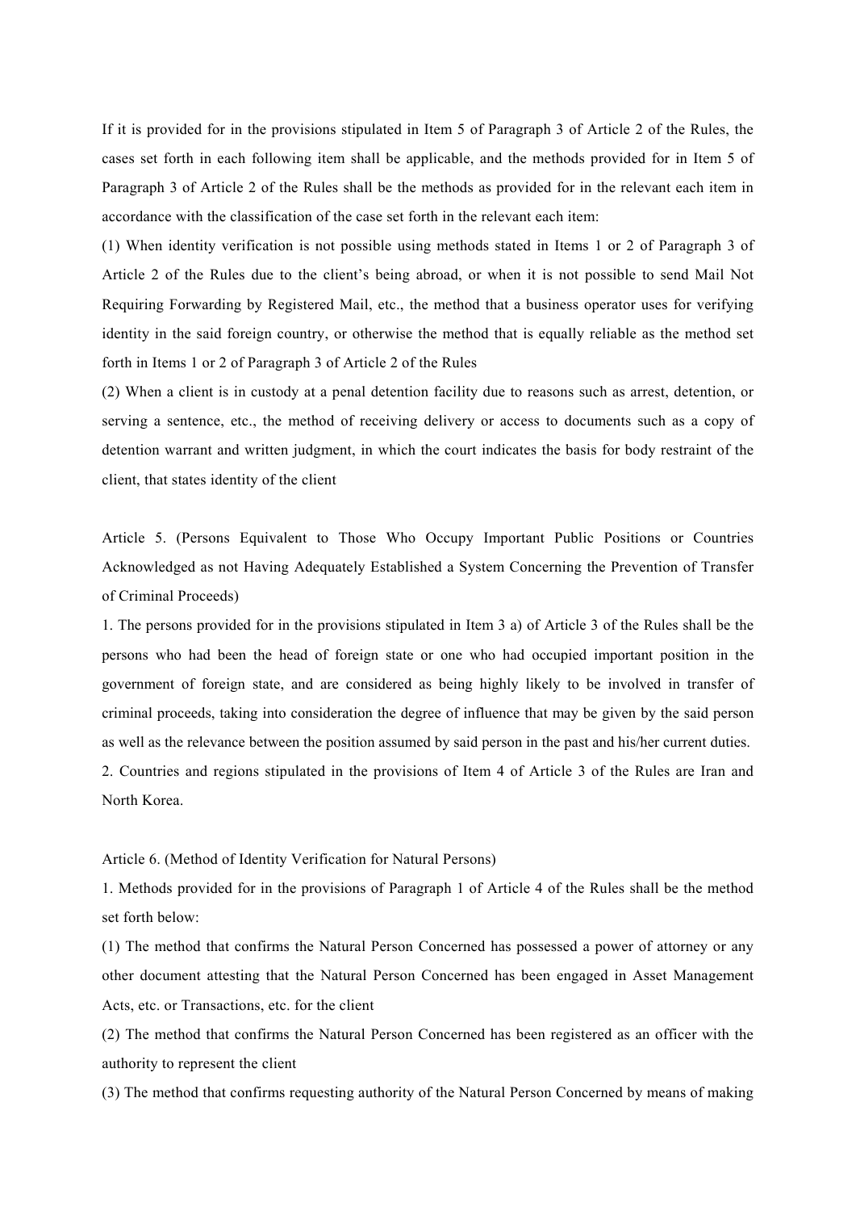If it is provided for in the provisions stipulated in Item 5 of Paragraph 3 of Article 2 of the Rules, the cases set forth in each following item shall be applicable, and the methods provided for in Item 5 of Paragraph 3 of Article 2 of the Rules shall be the methods as provided for in the relevant each item in accordance with the classification of the case set forth in the relevant each item:

(1) When identity verification is not possible using methods stated in Items 1 or 2 of Paragraph 3 of Article 2 of the Rules due to the client's being abroad, or when it is not possible to send Mail Not Requiring Forwarding by Registered Mail, etc., the method that a business operator uses for verifying identity in the said foreign country, or otherwise the method that is equally reliable as the method set forth in Items 1 or 2 of Paragraph 3 of Article 2 of the Rules

(2) When a client is in custody at a penal detention facility due to reasons such as arrest, detention, or serving a sentence, etc., the method of receiving delivery or access to documents such as a copy of detention warrant and written judgment, in which the court indicates the basis for body restraint of the client, that states identity of the client

Article 5. (Persons Equivalent to Those Who Occupy Important Public Positions or Countries Acknowledged as not Having Adequately Established a System Concerning the Prevention of Transfer of Criminal Proceeds)

1. The persons provided for in the provisions stipulated in Item 3 a) of Article 3 of the Rules shall be the persons who had been the head of foreign state or one who had occupied important position in the government of foreign state, and are considered as being highly likely to be involved in transfer of criminal proceeds, taking into consideration the degree of influence that may be given by the said person as well as the relevance between the position assumed by said person in the past and his/her current duties.

2. Countries and regions stipulated in the provisions of Item 4 of Article 3 of the Rules are Iran and North Korea.

Article 6. (Method of Identity Verification for Natural Persons)

1. Methods provided for in the provisions of Paragraph 1 of Article 4 of the Rules shall be the method set forth below:

(1) The method that confirms the Natural Person Concerned has possessed a power of attorney or any other document attesting that the Natural Person Concerned has been engaged in Asset Management Acts, etc. or Transactions, etc. for the client

(2) The method that confirms the Natural Person Concerned has been registered as an officer with the authority to represent the client

(3) The method that confirms requesting authority of the Natural Person Concerned by means of making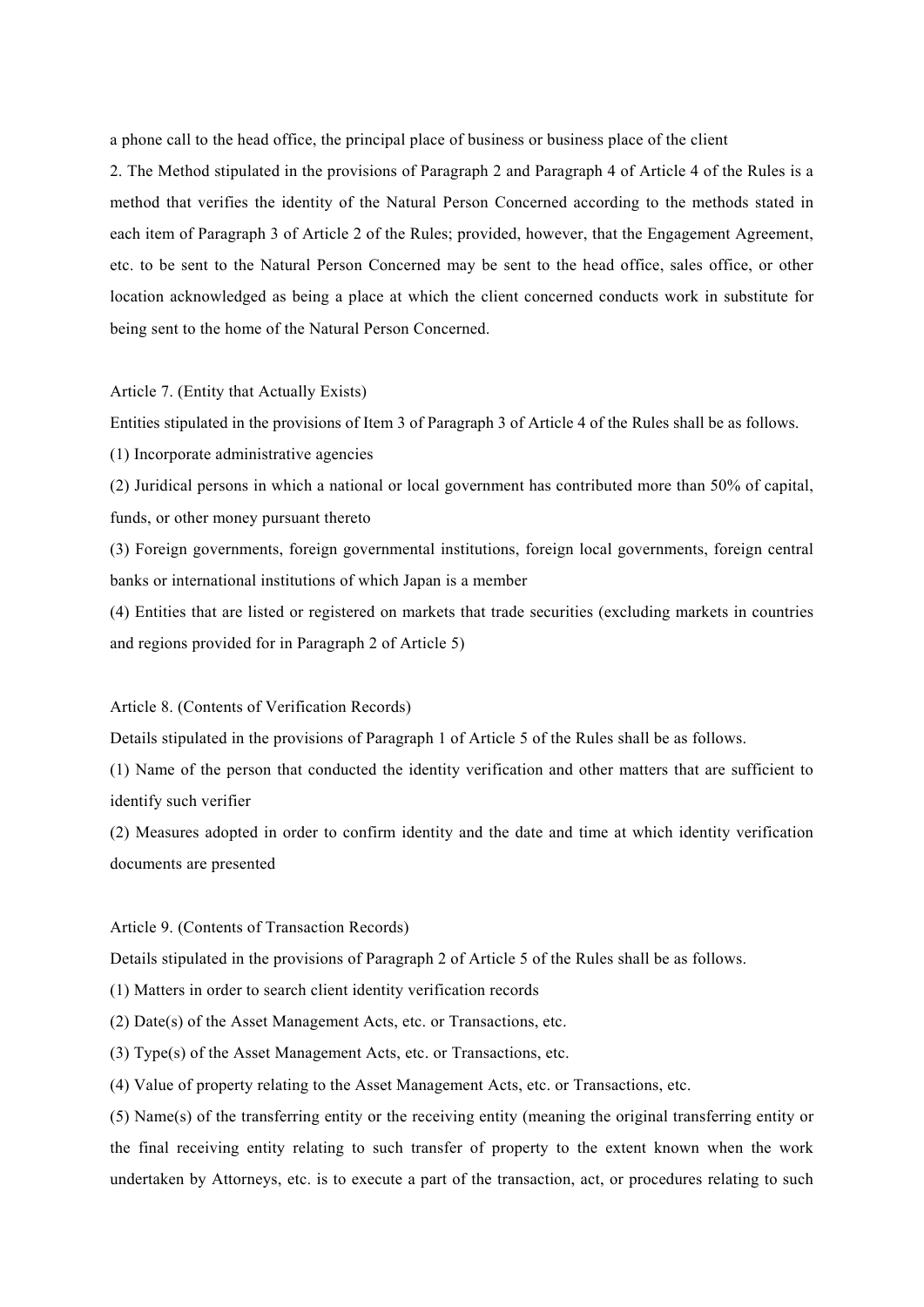a phone call to the head office, the principal place of business or business place of the client

2. The Method stipulated in the provisions of Paragraph 2 and Paragraph 4 of Article 4 of the Rules is a method that verifies the identity of the Natural Person Concerned according to the methods stated in each item of Paragraph 3 of Article 2 of the Rules; provided, however, that the Engagement Agreement, etc. to be sent to the Natural Person Concerned may be sent to the head office, sales office, or other location acknowledged as being a place at which the client concerned conducts work in substitute for being sent to the home of the Natural Person Concerned.

Article 7. (Entity that Actually Exists)

Entities stipulated in the provisions of Item 3 of Paragraph 3 of Article 4 of the Rules shall be as follows.

(1) Incorporate administrative agencies

(2) Juridical persons in which a national or local government has contributed more than 50% of capital, funds, or other money pursuant thereto

(3) Foreign governments, foreign governmental institutions, foreign local governments, foreign central banks or international institutions of which Japan is a member

(4) Entities that are listed or registered on markets that trade securities (excluding markets in countries and regions provided for in Paragraph 2 of Article 5)

Article 8. (Contents of Verification Records)

Details stipulated in the provisions of Paragraph 1 of Article 5 of the Rules shall be as follows.

(1) Name of the person that conducted the identity verification and other matters that are sufficient to identify such verifier

(2) Measures adopted in order to confirm identity and the date and time at which identity verification documents are presented

Article 9. (Contents of Transaction Records)

Details stipulated in the provisions of Paragraph 2 of Article 5 of the Rules shall be as follows.

(1) Matters in order to search client identity verification records

(2) Date(s) of the Asset Management Acts, etc. or Transactions, etc.

(3) Type(s) of the Asset Management Acts, etc. or Transactions, etc.

(4) Value of property relating to the Asset Management Acts, etc. or Transactions, etc.

(5) Name(s) of the transferring entity or the receiving entity (meaning the original transferring entity or the final receiving entity relating to such transfer of property to the extent known when the work undertaken by Attorneys, etc. is to execute a part of the transaction, act, or procedures relating to such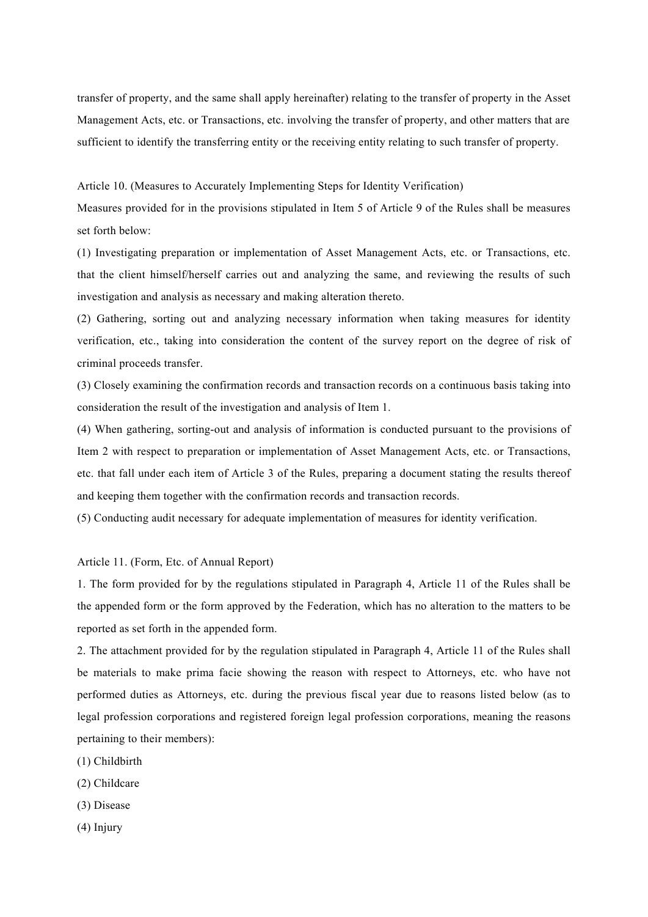transfer of property, and the same shall apply hereinafter) relating to the transfer of property in the Asset Management Acts, etc. or Transactions, etc. involving the transfer of property, and other matters that are sufficient to identify the transferring entity or the receiving entity relating to such transfer of property.

Article 10. (Measures to Accurately Implementing Steps for Identity Verification)

Measures provided for in the provisions stipulated in Item 5 of Article 9 of the Rules shall be measures set forth below:

(1) Investigating preparation or implementation of Asset Management Acts, etc. or Transactions, etc. that the client himself/herself carries out and analyzing the same, and reviewing the results of such investigation and analysis as necessary and making alteration thereto.

(2) Gathering, sorting out and analyzing necessary information when taking measures for identity verification, etc., taking into consideration the content of the survey report on the degree of risk of criminal proceeds transfer.

(3) Closely examining the confirmation records and transaction records on a continuous basis taking into consideration the result of the investigation and analysis of Item 1.

(4) When gathering, sorting-out and analysis of information is conducted pursuant to the provisions of Item 2 with respect to preparation or implementation of Asset Management Acts, etc. or Transactions, etc. that fall under each item of Article 3 of the Rules, preparing a document stating the results thereof and keeping them together with the confirmation records and transaction records.

(5) Conducting audit necessary for adequate implementation of measures for identity verification.

Article 11. (Form, Etc. of Annual Report)

1. The form provided for by the regulations stipulated in Paragraph 4, Article 11 of the Rules shall be the appended form or the form approved by the Federation, which has no alteration to the matters to be reported as set forth in the appended form.

2. The attachment provided for by the regulation stipulated in Paragraph 4, Article 11 of the Rules shall be materials to make prima facie showing the reason with respect to Attorneys, etc. who have not performed duties as Attorneys, etc. during the previous fiscal year due to reasons listed below (as to legal profession corporations and registered foreign legal profession corporations, meaning the reasons pertaining to their members):

(1) Childbirth

(2) Childcare

(3) Disease

(4) Injury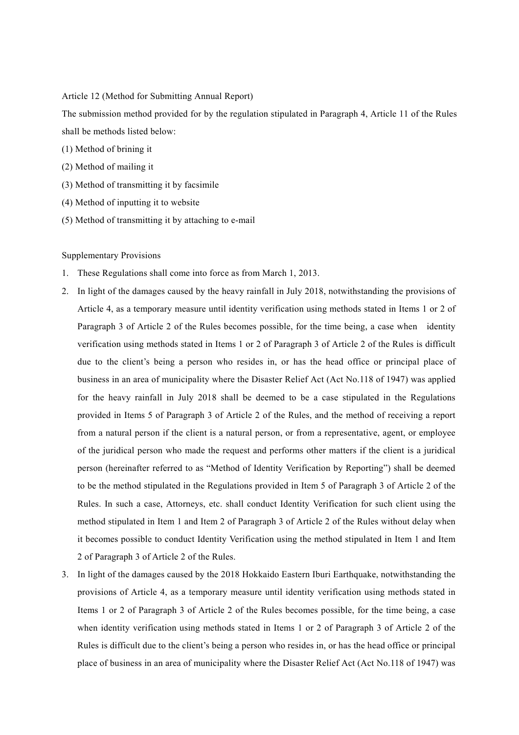Article 12 (Method for Submitting Annual Report)

The submission method provided for by the regulation stipulated in Paragraph 4, Article 11 of the Rules shall be methods listed below:

(1) Method of brining it

(2) Method of mailing it

(3) Method of transmitting it by facsimile

(4) Method of inputting it to website

(5) Method of transmitting it by attaching to e-mail

Supplementary Provisions

1. These Regulations shall come into force as from March 1, 2013.
2. In light of the damages caused by the heavy rainfall in July 2018, notwithstanding the provisions of Article 4, as a temporary measure until identity verification using methods stated in Items 1 or 2 of Paragraph 3 of Article 2 of the Rules becomes possible, for the time being, a case when identity verification using methods stated in Items 1 or 2 of Paragraph 3 of Article 2 of the Rules is difficult due to the client's being a person who resides in, or has the head office or principal place of business in an area of municipality where the Disaster Relief Act (Act No.118 of 1947) was applied for the heavy rainfall in July 2018 shall be deemed to be a case stipulated in the Regulations provided in Items 5 of Paragraph 3 of Article 2 of the Rules, and the method of receiving a report from a natural person if the client is a natural person, or from a representative, agent, or employee of the juridical person who made the request and performs other matters if the client is a juridical person (hereinafter referred to as "Method of Identity Verification by Reporting") shall be deemed to be the method stipulated in the Regulations provided in Item 5 of Paragraph 3 of Article 2 of the Rules. In such a case, Attorneys, etc. shall conduct Identity Verification for such client using the method stipulated in Item 1 and Item 2 of Paragraph 3 of Article 2 of the Rules without delay when it becomes possible to conduct Identity Verification using the method stipulated in Item 1 and Item 2 of Paragraph 3 of Article 2 of the Rules.
3. In light of the damages caused by the 2018 Hokkaido Eastern Iburi Earthquake, notwithstanding the provisions of Article 4, as a temporary measure until identity verification using methods stated in Items 1 or 2 of Paragraph 3 of Article 2 of the Rules becomes possible, for the time being, a case when identity verification using methods stated in Items 1 or 2 of Paragraph 3 of Article 2 of the Rules is difficult due to the client's being a person who resides in, or has the head office or principal place of business in an area of municipality where the Disaster Relief Act (Act No.118 of 1947) was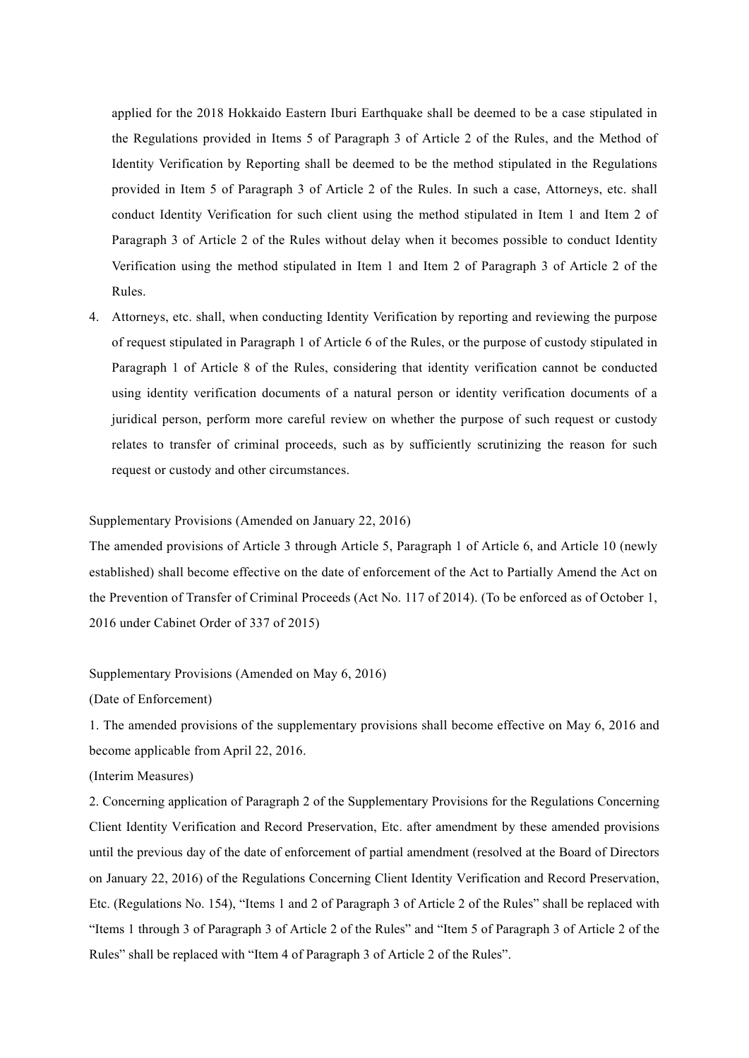applied for the 2018 Hokkaido Eastern Iburi Earthquake shall be deemed to be a case stipulated in the Regulations provided in Items 5 of Paragraph 3 of Article 2 of the Rules, and the Method of Identity Verification by Reporting shall be deemed to be the method stipulated in the Regulations provided in Item 5 of Paragraph 3 of Article 2 of the Rules. In such a case, Attorneys, etc. shall conduct Identity Verification for such client using the method stipulated in Item 1 and Item 2 of Paragraph 3 of Article 2 of the Rules without delay when it becomes possible to conduct Identity Verification using the method stipulated in Item 1 and Item 2 of Paragraph 3 of Article 2 of the Rules.

4. Attorneys, etc. shall, when conducting Identity Verification by reporting and reviewing the purpose of request stipulated in Paragraph 1 of Article 6 of the Rules, or the purpose of custody stipulated in Paragraph 1 of Article 8 of the Rules, considering that identity verification cannot be conducted using identity verification documents of a natural person or identity verification documents of a juridical person, perform more careful review on whether the purpose of such request or custody relates to transfer of criminal proceeds, such as by sufficiently scrutinizing the reason for such request or custody and other circumstances.

Supplementary Provisions (Amended on January 22, 2016)

The amended provisions of Article 3 through Article 5, Paragraph 1 of Article 6, and Article 10 (newly established) shall become effective on the date of enforcement of the Act to Partially Amend the Act on the Prevention of Transfer of Criminal Proceeds (Act No. 117 of 2014). (To be enforced as of October 1, 2016 under Cabinet Order of 337 of 2015)

Supplementary Provisions (Amended on May 6, 2016)

(Date of Enforcement)

1. The amended provisions of the supplementary provisions shall become effective on May 6, 2016 and become applicable from April 22, 2016.

(Interim Measures)

2. Concerning application of Paragraph 2 of the Supplementary Provisions for the Regulations Concerning Client Identity Verification and Record Preservation, Etc. after amendment by these amended provisions until the previous day of the date of enforcement of partial amendment (resolved at the Board of Directors on January 22, 2016) of the Regulations Concerning Client Identity Verification and Record Preservation, Etc. (Regulations No. 154), "Items 1 and 2 of Paragraph 3 of Article 2 of the Rules" shall be replaced with "Items 1 through 3 of Paragraph 3 of Article 2 of the Rules" and "Item 5 of Paragraph 3 of Article 2 of the Rules" shall be replaced with "Item 4 of Paragraph 3 of Article 2 of the Rules".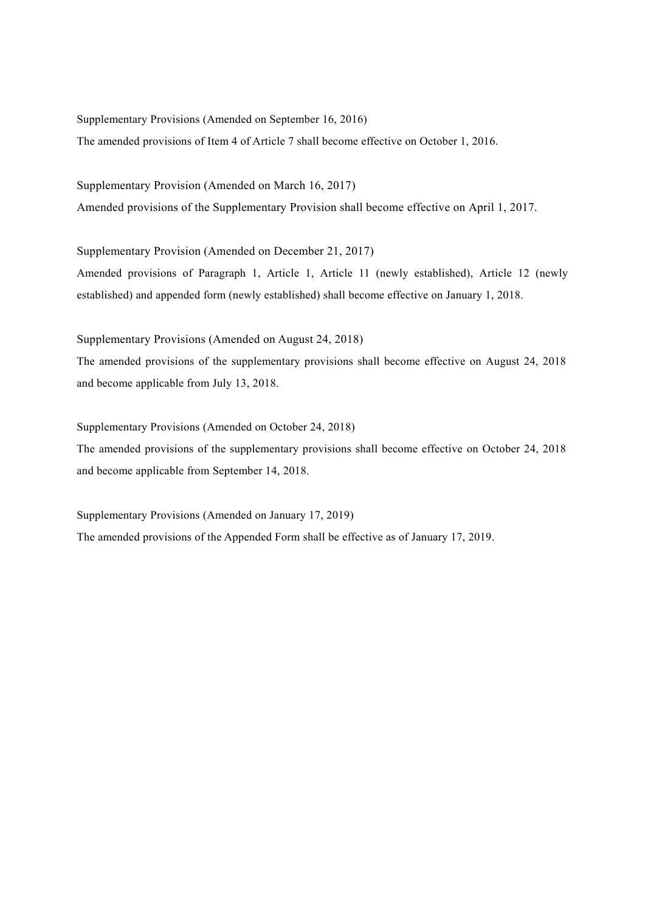Supplementary Provisions (Amended on September 16, 2016)

The amended provisions of Item 4 of Article 7 shall become effective on October 1, 2016.

Supplementary Provision (Amended on March 16, 2017)

Amended provisions of the Supplementary Provision shall become effective on April 1, 2017.

Supplementary Provision (Amended on December 21, 2017)

Amended provisions of Paragraph 1, Article 1, Article 11 (newly established), Article 12 (newly established) and appended form (newly established) shall become effective on January 1, 2018.

Supplementary Provisions (Amended on August 24, 2018)

The amended provisions of the supplementary provisions shall become effective on August 24, 2018 and become applicable from July 13, 2018.

Supplementary Provisions (Amended on October 24, 2018)

The amended provisions of the supplementary provisions shall become effective on October 24, 2018 and become applicable from September 14, 2018.

Supplementary Provisions (Amended on January 17, 2019)

The amended provisions of the Appended Form shall be effective as of January 17, 2019.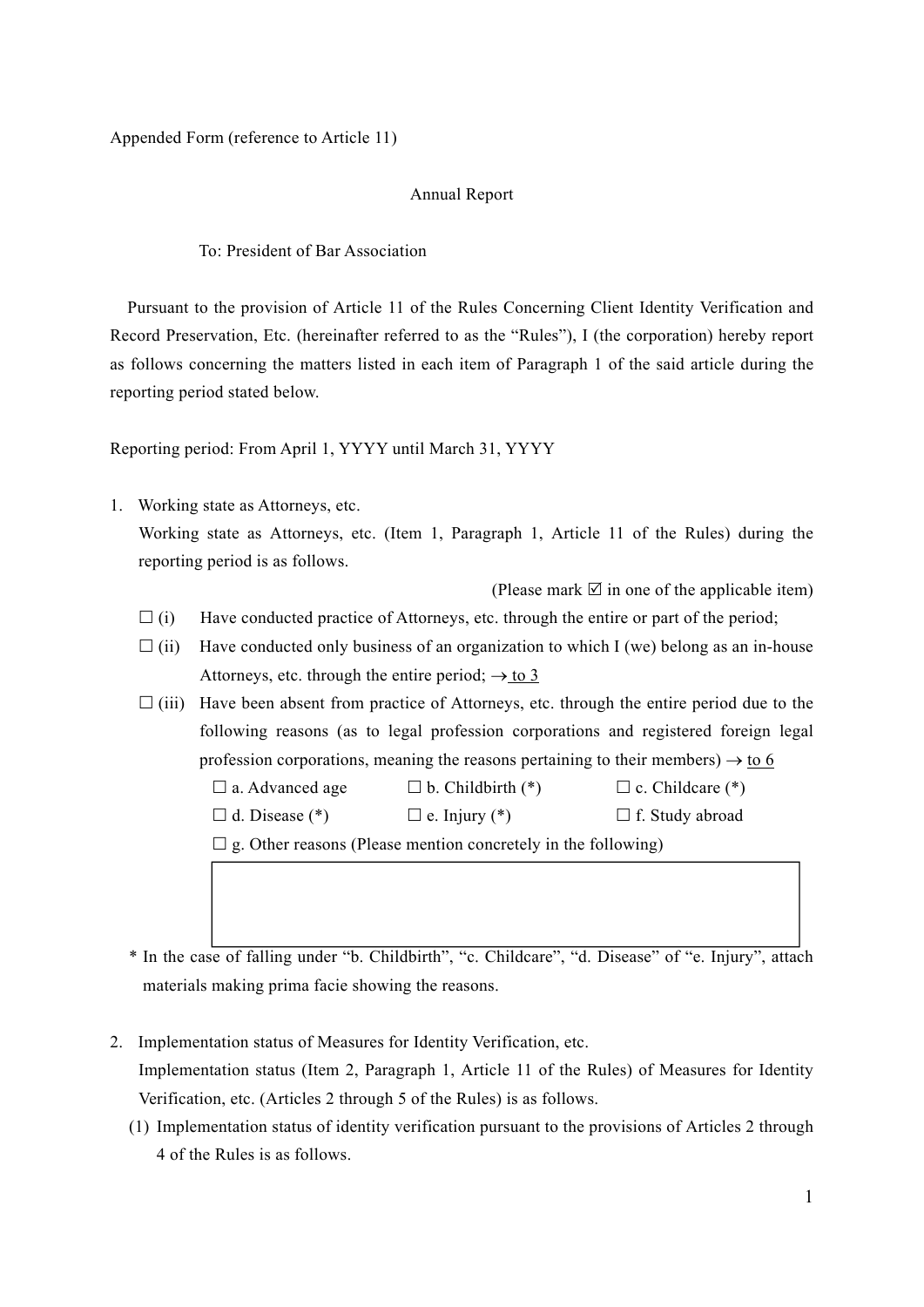Appended Form (reference to Article 11)

Annual Report

To: President of Bar Association

Pursuant to the provision of Article 11 of the Rules Concerning Client Identity Verification and Record Preservation, Etc. (hereinafter referred to as the "Rules"), I (the corporation) hereby report as follows concerning the matters listed in each item of Paragraph 1 of the said article during the reporting period stated below.

Reporting period: From April 1, YYYY until March 31, YYYY

1. Working state as Attorneys, etc.

   Working state as Attorneys, etc. (Item 1, Paragraph 1, Article 11 of the Rules) during the reporting period is as follows.

   (Please mark ☑ in one of the applicable item)

   ☐ (i) Have conducted practice of Attorneys, etc. through the entire or part of the period;

   ☐ (ii) Have conducted only business of an organization to which I (we) belong as an in-house Attorneys, etc. through the entire period; → to 3

   ☐ (iii) Have been absent from practice of Attorneys, etc. through the entire period due to the following reasons (as to legal profession corporations and registered foreign legal profession corporations, meaning the reasons pertaining to their members) → to 6

   ☐ a. Advanced age ☐ b. Childbirth (*) ☐ c. Childcare (*)

   ☐ d. Disease (*) ☐ e. Injury (*) ☐ f. Study abroad

   ☐ g. Other reasons (Please mention concretely in the following)

   | |
   |---|
   | |

   * In the case of falling under "b. Childbirth", "c. Childcare", "d. Disease" of "e. Injury", attach materials making prima facie showing the reasons.

2. Implementation status of Measures for Identity Verification, etc.

   Implementation status (Item 2, Paragraph 1, Article 11 of the Rules) of Measures for Identity Verification, etc. (Articles 2 through 5 of the Rules) is as follows.

   (1) Implementation status of identity verification pursuant to the provisions of Articles 2 through 4 of the Rules is as follows.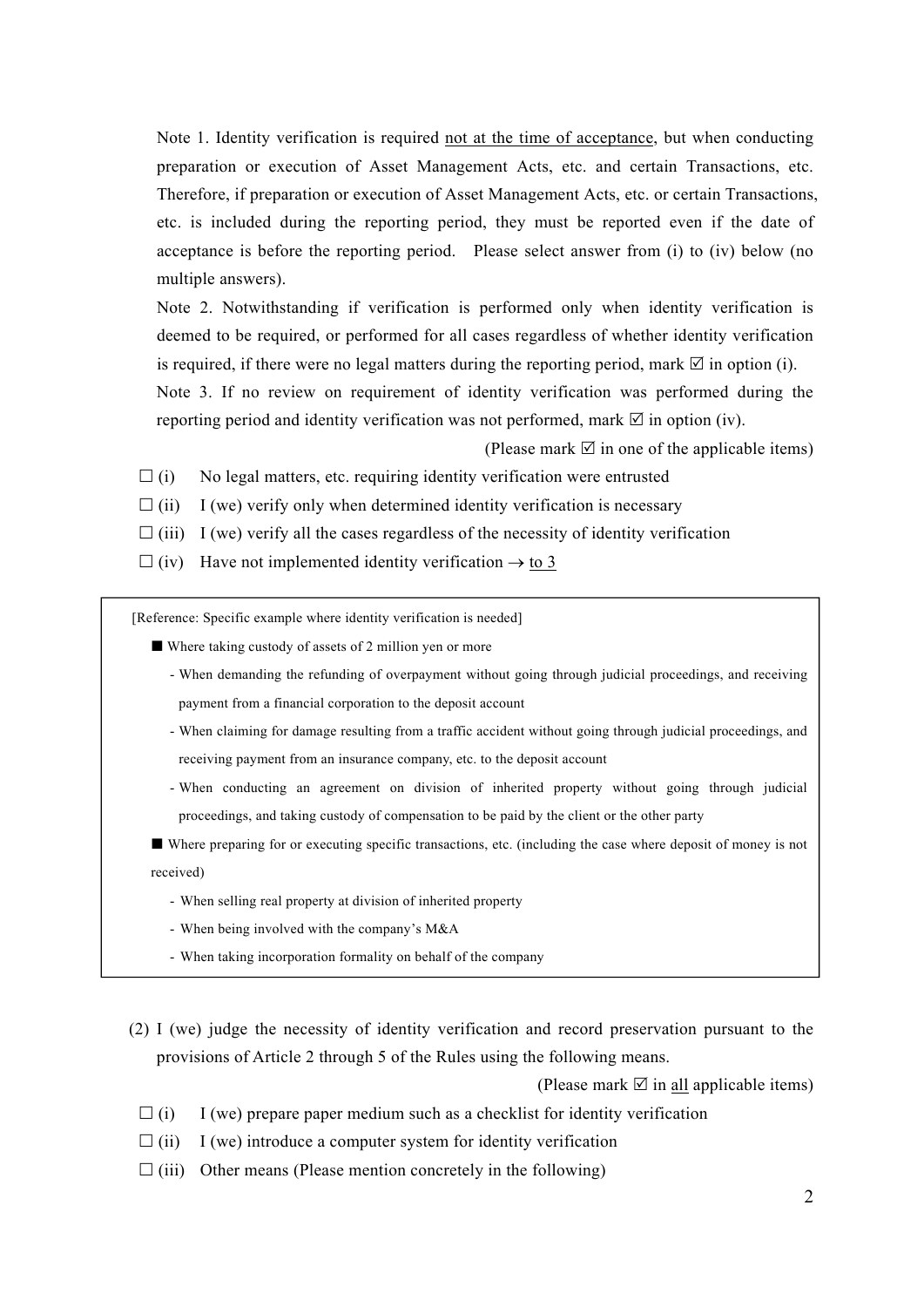Note 1. Identity verification is required <u>not at the time of acceptance</u>, but when conducting preparation or execution of Asset Management Acts, etc. and certain Transactions, etc. Therefore, if preparation or execution of Asset Management Acts, etc. or certain Transactions, etc. is included during the reporting period, they must be reported even if the date of acceptance is before the reporting period. Please select answer from (i) to (iv) below (no multiple answers).

Note 2. Notwithstanding if verification is performed only when identity verification is deemed to be required, or performed for all cases regardless of whether identity verification is required, if there were no legal matters during the reporting period, mark ☑ in option (i).

Note 3. If no review on requirement of identity verification was performed during the reporting period and identity verification was not performed, mark ☑ in option (iv).

(Please mark ☑ in one of the applicable items)

☐ (i) No legal matters, etc. requiring identity verification were entrusted

☐ (ii) I (we) verify only when determined identity verification is necessary

☐ (iii) I (we) verify all the cases regardless of the necessity of identity verification

☐ (iv) Have not implemented identity verification → <u>to 3</u>

> [Reference: Specific example where identity verification is needed]
>
> ■ Where taking custody of assets of 2 million yen or more
>
> - When demanding the refunding of overpayment without going through judicial proceedings, and receiving payment from a financial corporation to the deposit account
> - When claiming for damage resulting from a traffic accident without going through judicial proceedings, and receiving payment from an insurance company, etc. to the deposit account
> - When conducting an agreement on division of inherited property without going through judicial proceedings, and taking custody of compensation to be paid by the client or the other party
>
> ■ Where preparing for or executing specific transactions, etc. (including the case where deposit of money is not received)
>
> - When selling real property at division of inherited property
> - When being involved with the company's M&A
> - When taking incorporation formality on behalf of the company

(2) I (we) judge the necessity of identity verification and record preservation pursuant to the provisions of Article 2 through 5 of the Rules using the following means.

(Please mark ☑ in <u>all</u> applicable items)

☐ (i) I (we) prepare paper medium such as a checklist for identity verification

☐ (ii) I (we) introduce a computer system for identity verification

☐ (iii) Other means (Please mention concretely in the following)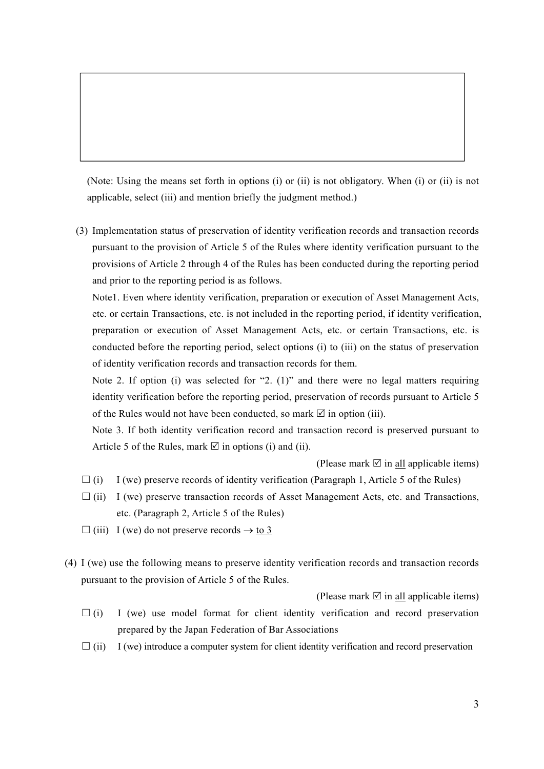| |
|---|
| |

(Note: Using the means set forth in options (i) or (ii) is not obligatory. When (i) or (ii) is not applicable, select (iii) and mention briefly the judgment method.)

(3) Implementation status of preservation of identity verification records and transaction records pursuant to the provision of Article 5 of the Rules where identity verification pursuant to the provisions of Article 2 through 4 of the Rules has been conducted during the reporting period and prior to the reporting period is as follows.

Note1. Even where identity verification, preparation or execution of Asset Management Acts, etc. or certain Transactions, etc. is not included in the reporting period, if identity verification, preparation or execution of Asset Management Acts, etc. or certain Transactions, etc. is conducted before the reporting period, select options (i) to (iii) on the status of preservation of identity verification records and transaction records for them.

Note 2. If option (i) was selected for "2. (1)" and there were no legal matters requiring identity verification before the reporting period, preservation of records pursuant to Article 5 of the Rules would not have been conducted, so mark ☑ in option (iii).

Note 3. If both identity verification record and transaction record is preserved pursuant to Article 5 of the Rules, mark ☑ in options (i) and (ii).

(Please mark ☑ in all applicable items)

☐ (i) I (we) preserve records of identity verification (Paragraph 1, Article 5 of the Rules)

☐ (ii) I (we) preserve transaction records of Asset Management Acts, etc. and Transactions, etc. (Paragraph 2, Article 5 of the Rules)

☐ (iii) I (we) do not preserve records → to 3

(4) I (we) use the following means to preserve identity verification records and transaction records pursuant to the provision of Article 5 of the Rules.

(Please mark ☑ in all applicable items)

☐ (i) I (we) use model format for client identity verification and record preservation prepared by the Japan Federation of Bar Associations

☐ (ii) I (we) introduce a computer system for client identity verification and record preservation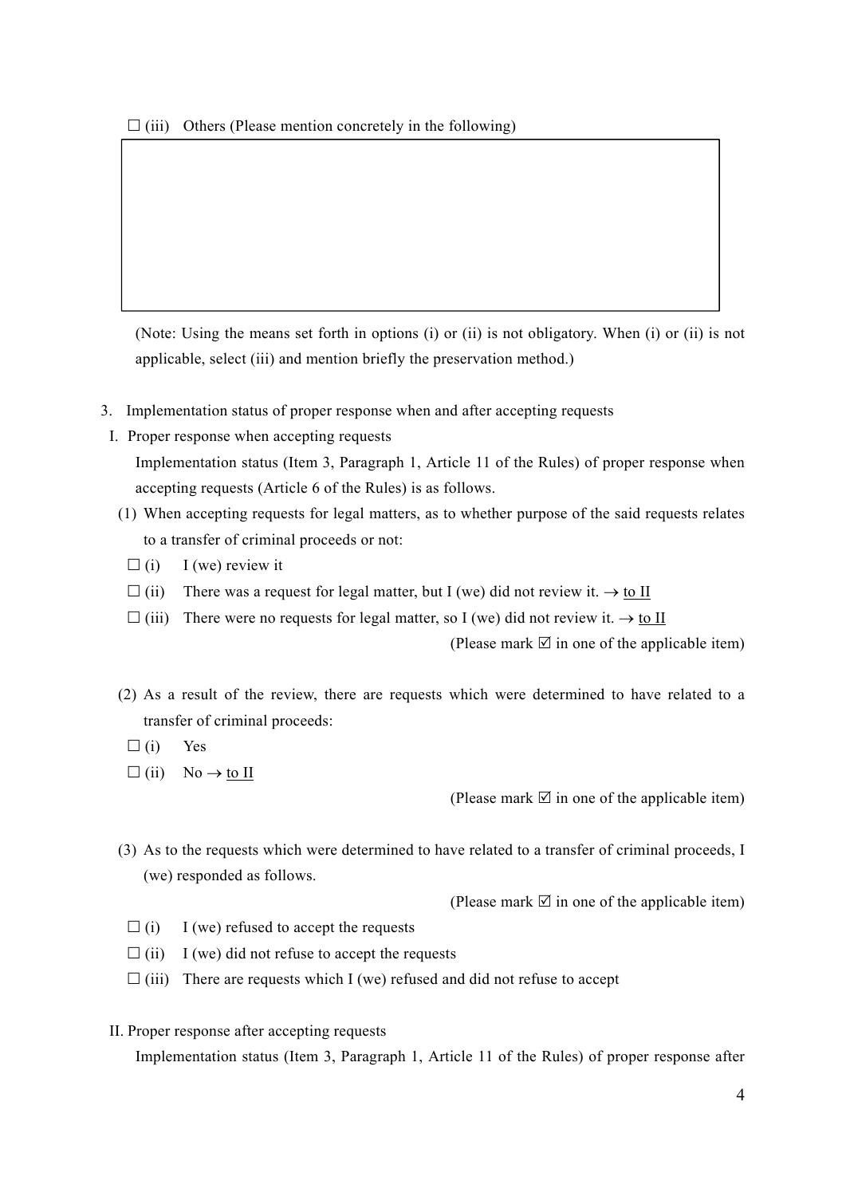☐ (iii) Others (Please mention concretely in the following)

| |
|---|
| |

(Note: Using the means set forth in options (i) or (ii) is not obligatory. When (i) or (ii) is not applicable, select (iii) and mention briefly the preservation method.)

3. Implementation status of proper response when and after accepting requests

I. Proper response when accepting requests

Implementation status (Item 3, Paragraph 1, Article 11 of the Rules) of proper response when accepting requests (Article 6 of the Rules) is as follows.

(1) When accepting requests for legal matters, as to whether purpose of the said requests relates to a transfer of criminal proceeds or not:

☐ (i) I (we) review it

☐ (ii) There was a request for legal matter, but I (we) did not review it. → to II

☐ (iii) There were no requests for legal matter, so I (we) did not review it. → to II

(Please mark ☑ in one of the applicable item)

(2) As a result of the review, there are requests which were determined to have related to a transfer of criminal proceeds:

☐ (i) Yes

☐ (ii) No → to II

(Please mark ☑ in one of the applicable item)

(3) As to the requests which were determined to have related to a transfer of criminal proceeds, I (we) responded as follows.

(Please mark ☑ in one of the applicable item)

☐ (i) I (we) refused to accept the requests

☐ (ii) I (we) did not refuse to accept the requests

☐ (iii) There are requests which I (we) refused and did not refuse to accept

II. Proper response after accepting requests

Implementation status (Item 3, Paragraph 1, Article 11 of the Rules) of proper response after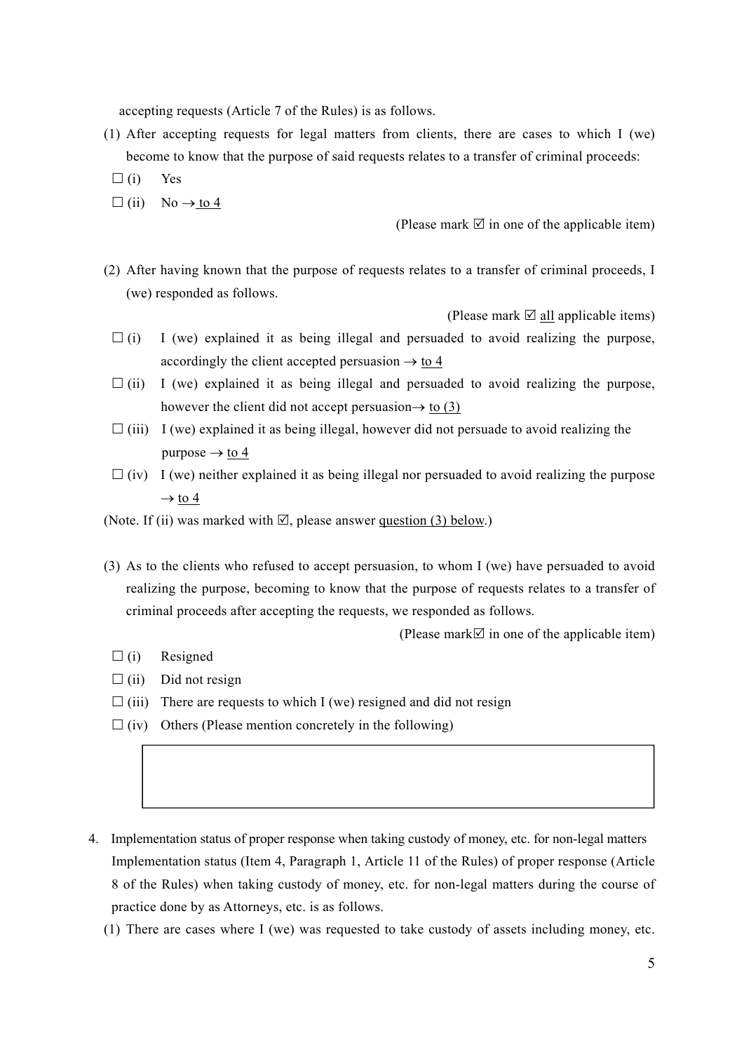accepting requests (Article 7 of the Rules) is as follows.

(1) After accepting requests for legal matters from clients, there are cases to which I (we) become to know that the purpose of said requests relates to a transfer of criminal proceeds:

☐ (i) Yes

☐ (ii) No → to 4

(Please mark ☑ in one of the applicable item)

(2) After having known that the purpose of requests relates to a transfer of criminal proceeds, I (we) responded as follows.

(Please mark ☑ all applicable items)

☐ (i) I (we) explained it as being illegal and persuaded to avoid realizing the purpose, accordingly the client accepted persuasion → to 4

☐ (ii) I (we) explained it as being illegal and persuaded to avoid realizing the purpose, however the client did not accept persuasion→ to (3)

☐ (iii) I (we) explained it as being illegal, however did not persuade to avoid realizing the purpose → to 4

☐ (iv) I (we) neither explained it as being illegal nor persuaded to avoid realizing the purpose → to 4

(Note. If (ii) was marked with ☑, please answer question (3) below.)

(3) As to the clients who refused to accept persuasion, to whom I (we) have persuaded to avoid realizing the purpose, becoming to know that the purpose of requests relates to a transfer of criminal proceeds after accepting the requests, we responded as follows.

(Please mark☑ in one of the applicable item)

☐ (i) Resigned

☐ (ii) Did not resign

☐ (iii) There are requests to which I (we) resigned and did not resign

☐ (iv) Others (Please mention concretely in the following)

| |
|---|
| |

4. Implementation status of proper response when taking custody of money, etc. for non-legal matters

Implementation status (Item 4, Paragraph 1, Article 11 of the Rules) of proper response (Article 8 of the Rules) when taking custody of money, etc. for non-legal matters during the course of practice done by as Attorneys, etc. is as follows.

(1) There are cases where I (we) was requested to take custody of assets including money, etc.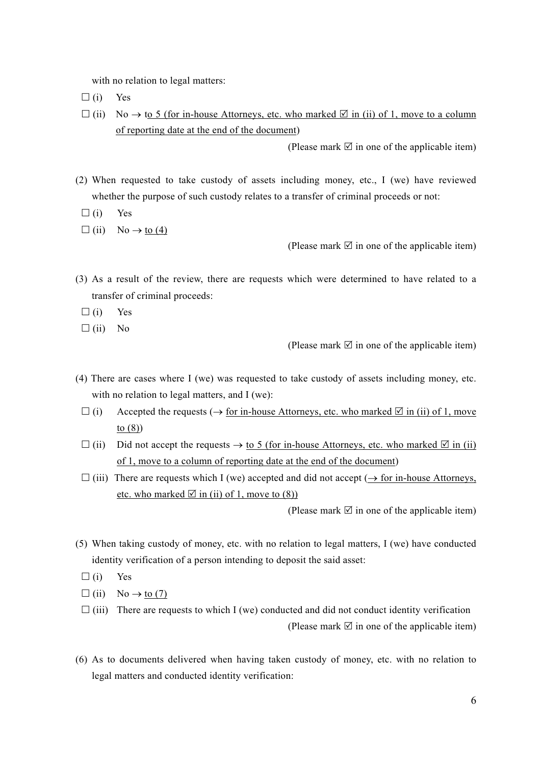with no relation to legal matters:

☐ (i) Yes

☐ (ii) No → <u>to 5 (for in-house Attorneys, etc. who marked ☑ in (ii) of 1, move to a column of reporting date at the end of the document</u>)

(Please mark ☑ in one of the applicable item)

(2) When requested to take custody of assets including money, etc., I (we) have reviewed whether the purpose of such custody relates to a transfer of criminal proceeds or not:

☐ (i) Yes

☐ (ii) No → <u>to (4)</u>

(Please mark ☑ in one of the applicable item)

(3) As a result of the review, there are requests which were determined to have related to a transfer of criminal proceeds:

☐ (i) Yes

☐ (ii) No

(Please mark ☑ in one of the applicable item)

(4) There are cases where I (we) was requested to take custody of assets including money, etc. with no relation to legal matters, and I (we):

☐ (i) Accepted the requests (→ <u>for in-house Attorneys, etc. who marked ☑ in (ii) of 1, move to (8)</u>)

☐ (ii) Did not accept the requests → <u>to 5 (for in-house Attorneys, etc. who marked ☑ in (ii) of 1, move to a column of reporting date at the end of the document</u>)

☐ (iii) There are requests which I (we) accepted and did not accept (<u>→ for in-house Attorneys, etc. who marked ☑ in (ii) of 1, move to (8)</u>)

(Please mark ☑ in one of the applicable item)

(5) When taking custody of money, etc. with no relation to legal matters, I (we) have conducted identity verification of a person intending to deposit the said asset:

☐ (i) Yes

☐ (ii) No → <u>to (7)</u>

☐ (iii) There are requests to which I (we) conducted and did not conduct identity verification

(Please mark ☑ in one of the applicable item)

(6) As to documents delivered when having taken custody of money, etc. with no relation to legal matters and conducted identity verification: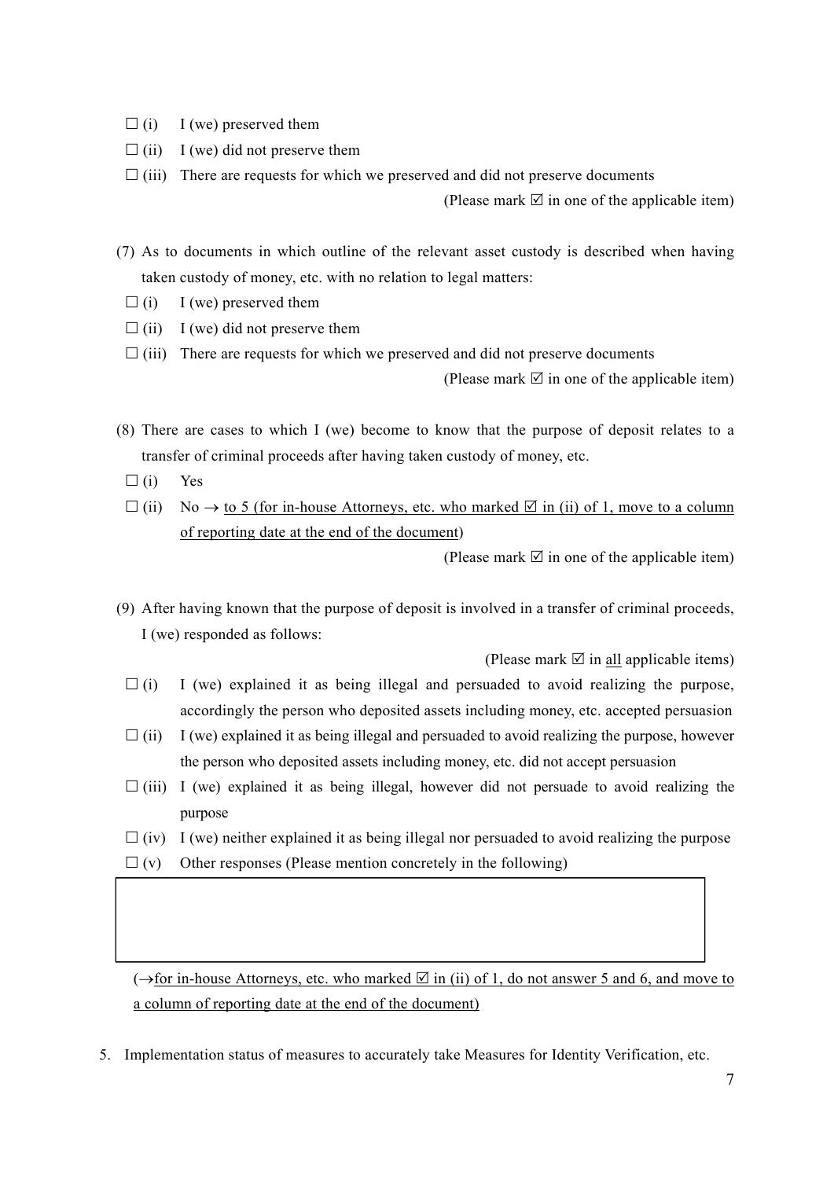☐ (i) I (we) preserved them

☐ (ii) I (we) did not preserve them

☐ (iii) There are requests for which we preserved and did not preserve documents

(Please mark ☑ in one of the applicable item)

(7) As to documents in which outline of the relevant asset custody is described when having taken custody of money, etc. with no relation to legal matters:

☐ (i) I (we) preserved them

☐ (ii) I (we) did not preserve them

☐ (iii) There are requests for which we preserved and did not preserve documents

(Please mark ☑ in one of the applicable item)

(8) There are cases to which I (we) become to know that the purpose of deposit relates to a transfer of criminal proceeds after having taken custody of money, etc.

☐ (i) Yes

☐ (ii) No → <u>to 5 (for in-house Attorneys, etc. who marked ☑ in (ii) of 1, move to a column of reporting date at the end of the document</u>)

(Please mark ☑ in one of the applicable item)

(9) After having known that the purpose of deposit is involved in a transfer of criminal proceeds, I (we) responded as follows:

(Please mark ☑ in <u>all</u> applicable items)

☐ (i) I (we) explained it as being illegal and persuaded to avoid realizing the purpose, accordingly the person who deposited assets including money, etc. accepted persuasion

☐ (ii) I (we) explained it as being illegal and persuaded to avoid realizing the purpose, however the person who deposited assets including money, etc. did not accept persuasion

☐ (iii) I (we) explained it as being illegal, however did not persuade to avoid realizing the purpose

☐ (iv) I (we) neither explained it as being illegal nor persuaded to avoid realizing the purpose

☐ (v) Other responses (Please mention concretely in the following)

| |
|---|
| |

(→<u>for in-house Attorneys, etc. who marked ☑ in (ii) of 1, do not answer 5 and 6, and move to a column of reporting date at the end of the document)</u>

5. Implementation status of measures to accurately take Measures for Identity Verification, etc.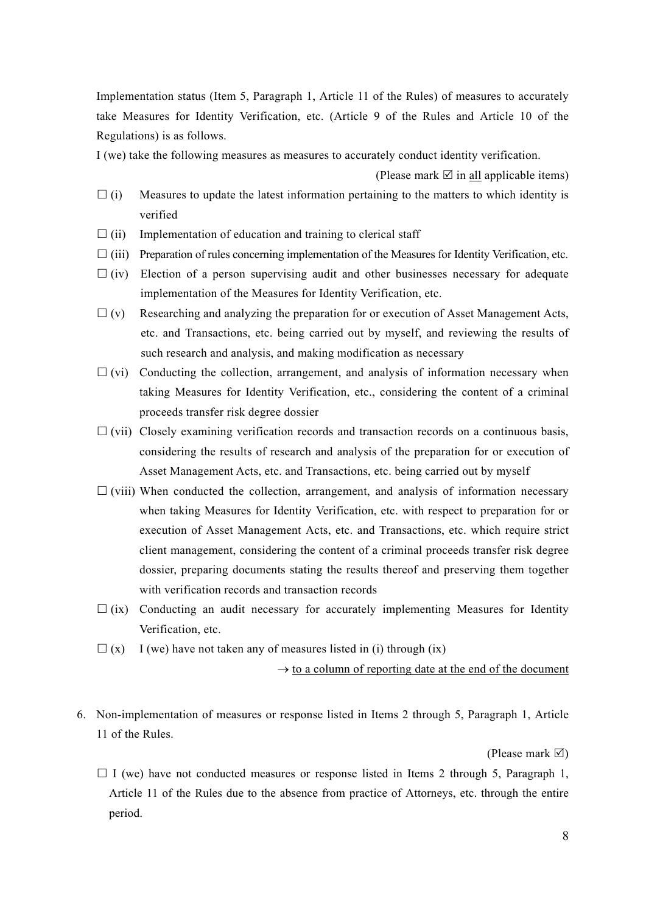Implementation status (Item 5, Paragraph 1, Article 11 of the Rules) of measures to accurately take Measures for Identity Verification, etc. (Article 9 of the Rules and Article 10 of the Regulations) is as follows.

I (we) take the following measures as measures to accurately conduct identity verification.

(Please mark ☑ in all applicable items)

- ☐ (i) Measures to update the latest information pertaining to the matters to which identity is verified
- ☐ (ii) Implementation of education and training to clerical staff
- ☐ (iii) Preparation of rules concerning implementation of the Measures for Identity Verification, etc.
- ☐ (iv) Election of a person supervising audit and other businesses necessary for adequate implementation of the Measures for Identity Verification, etc.
- ☐ (v) Researching and analyzing the preparation for or execution of Asset Management Acts, etc. and Transactions, etc. being carried out by myself, and reviewing the results of such research and analysis, and making modification as necessary
- ☐ (vi) Conducting the collection, arrangement, and analysis of information necessary when taking Measures for Identity Verification, etc., considering the content of a criminal proceeds transfer risk degree dossier
- ☐ (vii) Closely examining verification records and transaction records on a continuous basis, considering the results of research and analysis of the preparation for or execution of Asset Management Acts, etc. and Transactions, etc. being carried out by myself
- ☐ (viii) When conducted the collection, arrangement, and analysis of information necessary when taking Measures for Identity Verification, etc. with respect to preparation for or execution of Asset Management Acts, etc. and Transactions, etc. which require strict client management, considering the content of a criminal proceeds transfer risk degree dossier, preparing documents stating the results thereof and preserving them together with verification records and transaction records
- ☐ (ix) Conducting an audit necessary for accurately implementing Measures for Identity Verification, etc.
- ☐ (x) I (we) have not taken any of measures listed in (i) through (ix)

→ to a column of reporting date at the end of the document

6. Non-implementation of measures or response listed in Items 2 through 5, Paragraph 1, Article 11 of the Rules.

(Please mark ☑)

☐ I (we) have not conducted measures or response listed in Items 2 through 5, Paragraph 1, Article 11 of the Rules due to the absence from practice of Attorneys, etc. through the entire period.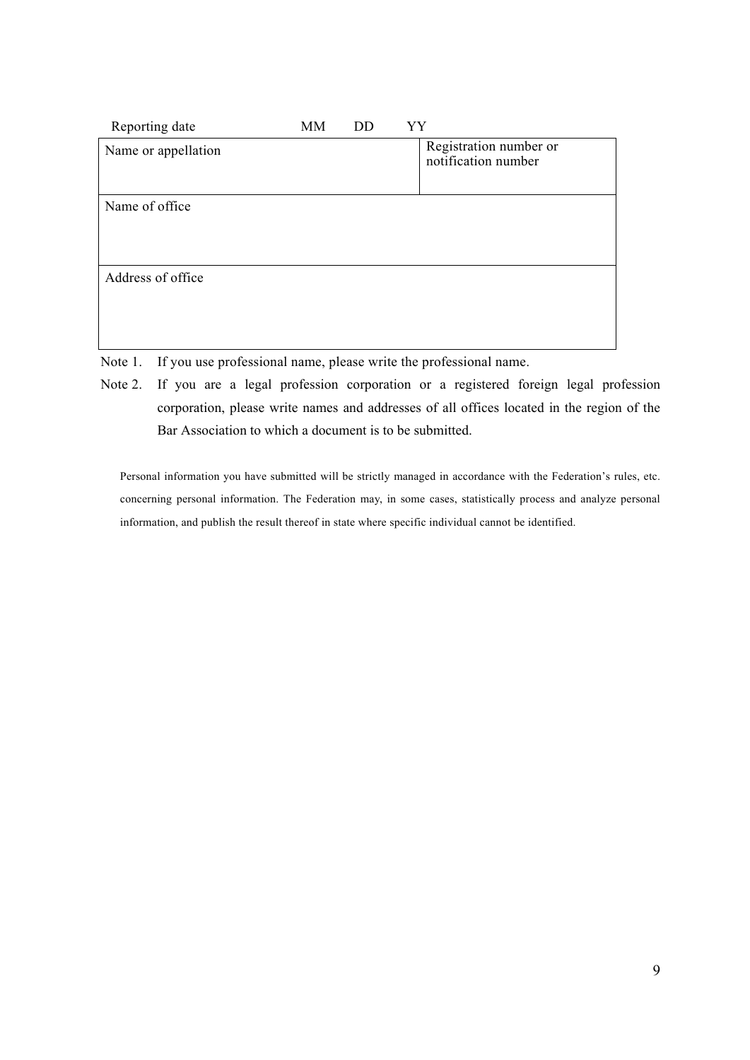Reporting date MM DD YY

| | |
|---|---|
| Name or appellation | Registration number or notification number |
| Name of office | |
| Address of office | |

Note 1. If you use professional name, please write the professional name.

Note 2. If you are a legal profession corporation or a registered foreign legal profession corporation, please write names and addresses of all offices located in the region of the Bar Association to which a document is to be submitted.

Personal information you have submitted will be strictly managed in accordance with the Federation's rules, etc. concerning personal information. The Federation may, in some cases, statistically process and analyze personal information, and publish the result thereof in state where specific individual cannot be identified.